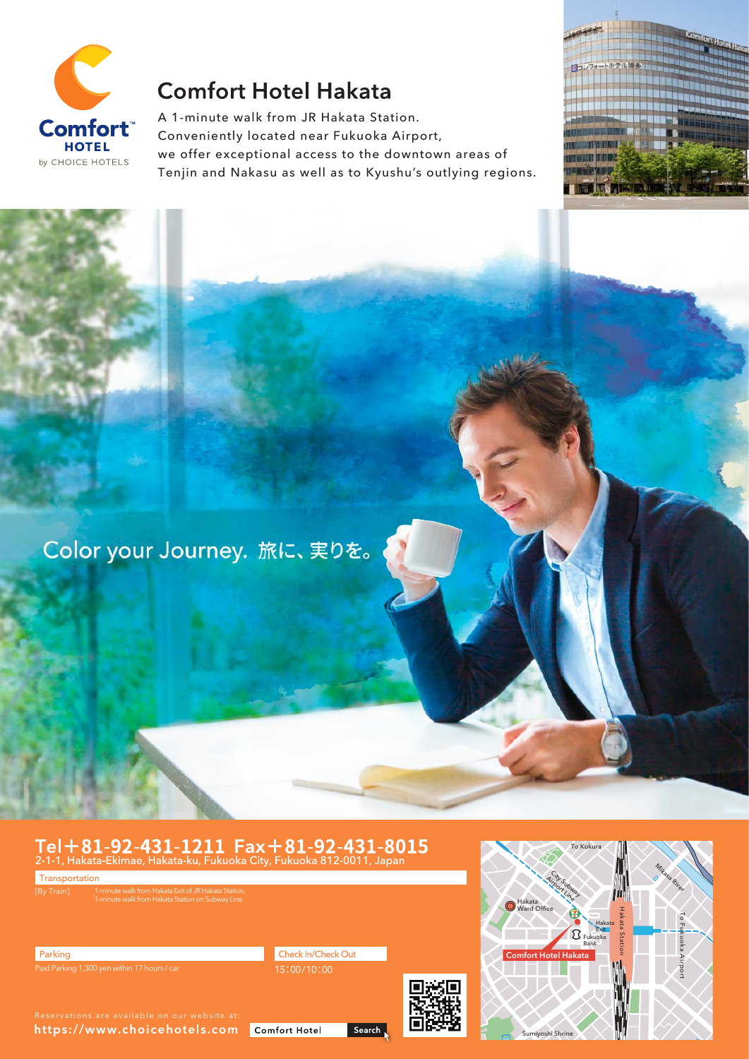Comfort HOTEL by CHOICE HOTELS

# Comfort Hotel Hakata

A 1-minute walk from JR Hakata Station.
Conveniently located near Fukuoka Airport,
we offer exceptional access to the downtown areas of
Tenjin and Nakasu as well as to Kyushu's outlying regions.

Color your Journey. 旅に、実りを。

## Tel＋81-92-431-1211 Fax＋81-92-431-8015

2-1-1, Hakata-Ekimae, Hakata-ku, Fukuoka City, Fukuoka 812-0011, Japan

### Transportation

[By Train] 1-minute walk from Hakata Exit of JR Hakata Station.
1-minute walk from Hakata Station on Subway Line.

### Parking

Paid Parking 1,300 yen within 17 hours / car

### Check In/Check Out

15：00/10：00

Reservations are available on our website at:
https://www.choicehotels.com

Comfort Hotel Search

To Kokura
City Subway Airport Line
Hakata Ward Office
Hakata Exit
Fukuoka Bank
Hakata Station
Mikasa River
To Fukuoka Airport
Comfort Hotel Hakata
Sumiyoshi Shrine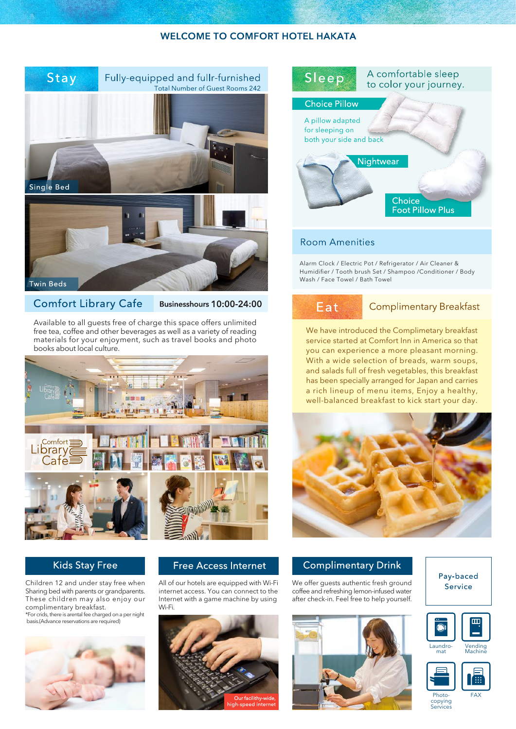# WELCOME TO COMFORT HOTEL HAKATA

## Stay

Fully-equipped and fullr-furnished

Total Number of Guest Rooms 242

Single Bed

Twin Beds

## Comfort Library Cafe

**Businesshours 10:00-24:00**

Available to all guests free of charge this space offers unlimited free tea, coffee and other beverages as well as a variety of reading materials for your enjoyment, such as travel books and photo books about local culture.

## Sleep

A comfortable sleep to color your journey.

### Choice Pillow

A pillow adapted for sleeping on both your side and back

### Nightwear

### Choice Foot Pillow Plus

## Room Amenities

Alarm Clock / Electric Pot / Refrigerator / Air Cleaner & Humidifier / Tooth brush Set / Shampoo /Conditioner / Body Wash / Face Towel / Bath Towel

## Eat

Complimentary Breakfast

We have introduced the Complimetary breakfast service started at Comfort Inn in America so that you can experience a more pleasant morning. With a wide selection of breads, warm soups, and salads full of fresh vegetables, this breakfast has been specially arranged for Japan and carries a rich lineup of menu items, Enjoy a healthy, well-balanced breakfast to kick start your day.

## Kids Stay Free

Children 12 and under stay free when Sharing bed with parents or grandparents. These children may also enjoy our complimentary breakfast.

*For crids, there is arental fee charged on a per night basis.(Advance reservations are required)

## Free Access Internet

All of our hotels are equipped with Wi-Fi internet access. You can connect to the Internet with a game machine by using Wi-Fi.

Our facilithy-wide, high-speed internet

## Complimentary Drink

We offer guests authentic fresh ground coffee and refreshing lemon-infused water after check-in. Feel free to help yourself.

## Pay-baced Service

- Laundro-mat
- Vending Machine
- Photo-copying Services
- FAX